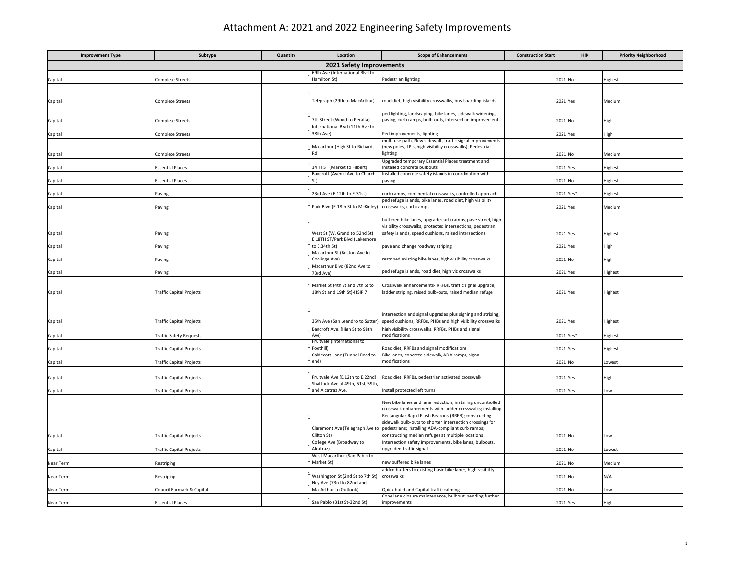# Attachment A: 2021 and 2022 Engineering Safety Improvements

| Improvement Type | Subtype | Quantity | Location | Scope of Enhancements | Construction Start | HIN | Priority Neighborhood |
|---|---|---|---|---|---|---|---|
| **2021 Safety Improvements** | | | | | | | |
| Capital | Complete Streets | 1 | 69th Ave (International Blvd to Hamilton St) | Pedestrian lighting | 2021 | No | Highest |
| Capital | Complete Streets | 1 | Telegraph (29th to MacArthur) | road diet, high visibility crosswalks, bus boarding islands | 2021 | Yes | Medium |
| Capital | Complete Streets | 1 | 7th Street (Wood to Peralta) | ped lighting, landscaping, bike lanes, sidewalk widening, paving, curb ramps, bulb-outs, intersection improvements | 2021 | No | High |
| Capital | Complete Streets | 1 | International Blvd (11th Ave to 38th Ave) | Ped improvements, lighting | 2021 | Yes | High |
| Capital | Complete Streets | 1 | Macarthur (High St to Richards Rd) | multi-use path, New sidewalk, traffic signal improvements (new poles, LPIs, high visibility crosswalks), Pedestrian lighting | 2021 | No | Medium |
| Capital | Essential Places | 1 | 14TH ST (Market to Filbert) | Upgraded temporary Essential Places treatment and Installed concrete bulbouts | 2021 | Yes | Highest |
| Capital | Essential Places | 1 | Bancroft (Avenal Ave to Church St) | Installed concrete safety islands in coordination with paving | 2021 | No | Highest |
| Capital | Paving | 1 | 23rd Ave (E.12th to E.31st) | curb ramps, continental crosswalks, controlled approach | 2021 | Yes* | Highest |
| Capital | Paving | 1 | Park Blvd (E.18th St to McKinley) | ped refuge islands, bike lanes, road diet, high visibility crosswalks, curb ramps | 2021 | Yes | Medium |
| Capital | Paving | 1 | West St (W. Grand to 52nd St) | buffered bike lanes, upgrade curb ramps, pave street, high visibility crosswalks, protected intersections, pedestrian safety islands, speed cushions, raised intersections | 2021 | Yes | Highest |
| Capital | Paving | 1 | E.18TH ST/Park Blvd (Lakeshore to E.34th St) | pave and change roadway striping | 2021 | Yes | High |
| Capital | Paving | 1 | Macarthur St (Boston Ave to Coolidge Ave) | restriped existing bike lanes, high-visibility crosswalks | 2021 | No | High |
| Capital | Paving | 1 | Macarthur Blvd (82nd Ave to 73rd Ave) | ped refuge islands, road diet, high viz crosswalks | 2021 | Yes | Highest |
| Capital | Traffic Capital Projects | 1 | Market St (4th St and 7th St to 18th St and 19th St)-HSIP 7 | Crosswalk enhancements- RRFBs, traffic signal upgrade, ladder striping, raised bulb-outs, raised median refuge | 2021 | Yes | Highest |
| Capital | Traffic Capital Projects | 1 | 35th Ave (San Leandro to Sutter) | intersection and signal upgrades plus signing and striping, speed cushions, RRFBs, PHBs and high visibility crosswalks | 2021 | Yes | Highest |
| Capital | Traffic Safety Requests | 1 | Bancroft Ave. (High St to 98th Ave) | high visibility crosswalks, RRFBs, PHBs and signal modifications | 2021 | Yes* | Highest |
| Capital | Traffic Capital Projects | 1 | Fruitvale (International to Foothill) | Road diet, RRFBs and signal modifications | 2021 | Yes | Highest |
| Capital | Traffic Capital Projects | 1 | Caldecott Lane (Tunnel Road to end) | Bike lanes, concrete sidewalk, ADA ramps, signal modifications | 2021 | No | Lowest |
| Capital | Traffic Capital Projects | 1 | Fruitvale Ave (E.12th to E.22nd) | Road diet, RRFBs, pedestrian activated crosswalk | 2021 | Yes | High |
| Capital | Traffic Capital Projects | 1 | Shattuck Ave at 49th, 51st, 59th, and Alcatraz Ave. | Install protected left turns | 2021 | Yes | Low |
| Capital | Traffic Capital Projects | 1 | Claremont Ave (Telegraph Ave to Clifton St) | New bike lanes and lane reduction; installing uncontrolled crosswalk enhancements with ladder crosswalks; installing Rectangular Rapid Flash Beacons (RRFB); constructing sidewalk bulb-outs to shorten intersection crossings for pedestrians; installing ADA-compliant curb ramps; constructing median refuges at multiple locations | 2021 | No | Low |
| Capital | Traffic Capital Projects | 1 | College Ave (Broadway to Alcatraz) | Intersection safety improvements, bike lanes, bulbouts, upgraded traffic signal | 2021 | No | Lowest |
| Near Term | Restriping | 1 | West Macarthur (San Pablo to Market St) | new buffered bike lanes | 2021 | No | Medium |
| Near Term | Restriping | 1 | Washington St (2nd St to 7th St) | added buffers to existing basic bike lanes, high-visibility crosswalks | 2021 | No | N/A |
| Near Term | Council Earmark & Capital | 1 | Ney Ave (73rd to 82nd and MacArthur to Outlook) | Quick-build and Capital traffic calming | 2021 | No | Low |
| Near Term | Essential Places | 1 | San Pablo (31st St-32nd St) | Cone lane closure maintenance, bulbout, pending further improvements | 2021 | Yes | High |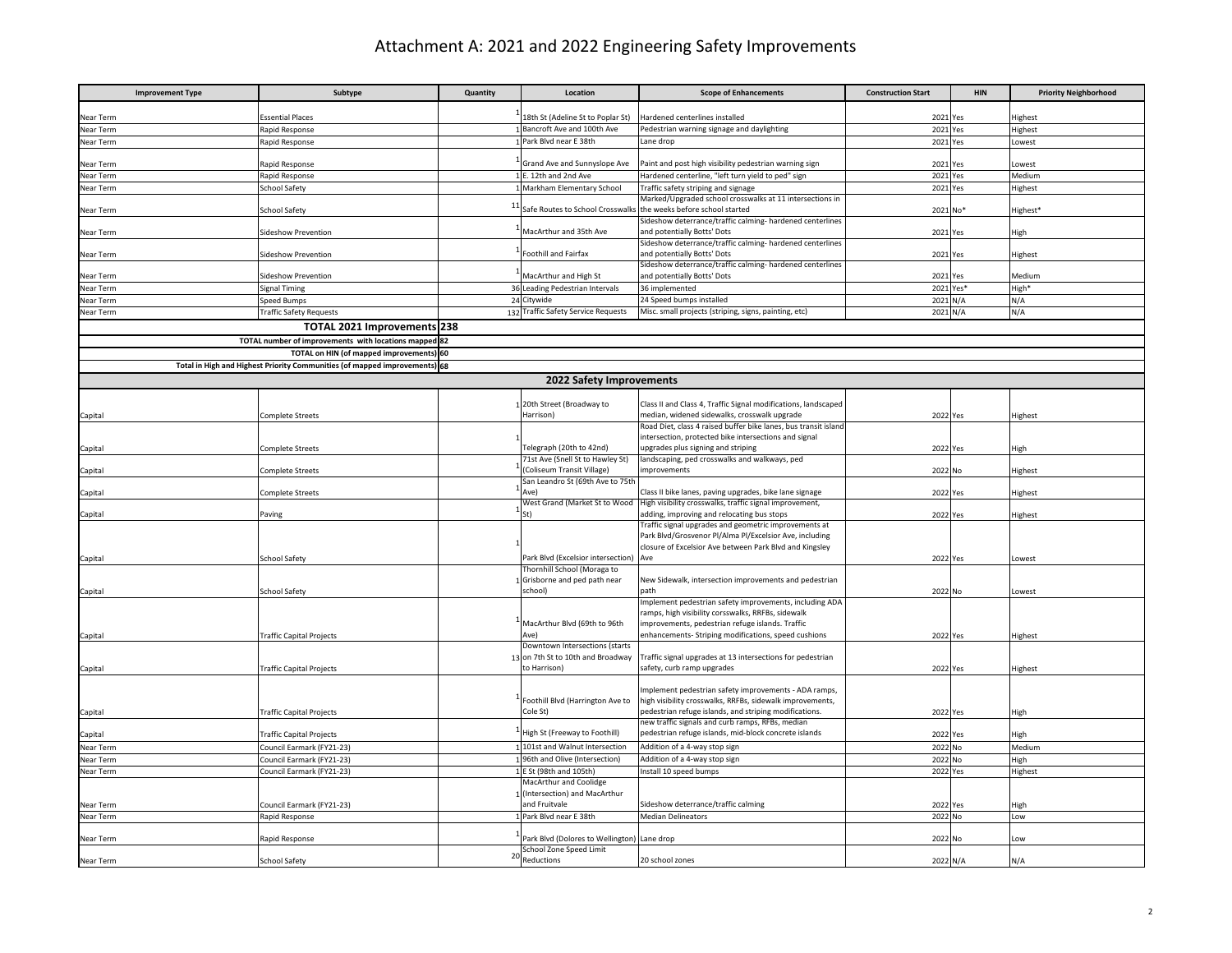# Attachment A: 2021 and 2022 Engineering Safety Improvements

| Improvement Type | Subtype | Quantity | Location | Scope of Enhancements | Construction Start | HIN | Priority Neighborhood |
|---|---|---|---|---|---|---|---|
| Near Term | Essential Places | 1 | 18th St (Adeline St to Poplar St) | Hardened centerlines installed | 2021 | Yes | Highest |
| Near Term | Rapid Response | 1 | Bancroft Ave and 100th Ave | Pedestrian warning signage and daylighting | 2021 | Yes | Highest |
| Near Term | Rapid Response | 1 | Park Blvd near E 38th | Lane drop | 2021 | Yes | Lowest |
| Near Term | Rapid Response | 1 | Grand Ave and Sunnyslope Ave | Paint and post high visibility pedestrian warning sign | 2021 | Yes | Lowest |
| Near Term | Rapid Response | 1 | E. 12th and 2nd Ave | Hardened centerline, "left turn yield to ped" sign | 2021 | Yes | Medium |
| Near Term | School Safety | 1 | Markham Elementary School | Traffic safety striping and signage | 2021 | Yes | Highest |
| Near Term | School Safety | 11 | Safe Routes to School Crosswalks | Marked/Upgraded school crosswalks at 11 intersections in the weeks before school started | 2021 | No* | Highest* |
| Near Term | Sideshow Prevention | 1 | MacArthur and 35th Ave | Sideshow deterrance/traffic calming- hardened centerlines and potentially Botts' Dots | 2021 | Yes | High |
| Near Term | Sideshow Prevention | 1 | Foothill and Fairfax | Sideshow deterrance/traffic calming- hardened centerlines and potentially Botts' Dots | 2021 | Yes | Highest |
| Near Term | Sideshow Prevention | 1 | MacArthur and High St | Sideshow deterrance/traffic calming- hardened centerlines and potentially Botts' Dots | 2021 | Yes | Medium |
| Near Term | Signal Timing | 36 | Leading Pedestrian Intervals | 36 implemented | 2021 | Yes* | High* |
| Near Term | Speed Bumps | 24 | Citywide | 24 Speed bumps installed | 2021 | N/A | N/A |
| Near Term | Traffic Safety Requests | 132 | Traffic Safety Service Requests | Misc. small projects (striping, signs, painting, etc) | 2021 | N/A | N/A |
| | **TOTAL 2021 Improvements** | **238** | | | | | |
| | **TOTAL number of improvements with locations mapped** | **82** | | | | | |
| | **TOTAL on HIN (of mapped improvements)** | **60** | | | | | |
| | **Total in High and Highest Priority Communities (of mapped improvements)** | **68** | | | | | |
| | | | **2022 Safety Improvements** | | | | |
| Capital | Complete Streets | 1 | 20th Street (Broadway to Harrison) | Class II and Class 4, Traffic Signal modifications, landscaped median, widened sidewalks, crosswalk upgrade | 2022 | Yes | Highest |
| Capital | Complete Streets | 1 | Telegraph (20th to 42nd) | Road Diet, class 4 raised buffer bike lanes, bus transit island intersection, protected bike intersections and signal upgrades plus signing and striping | 2022 | Yes | High |
| Capital | Complete Streets | 1 | 71st Ave (Snell St to Hawley St) (Coliseum Transit Village) | landscaping, ped crosswalks and walkways, ped improvements | 2022 | No | Highest |
| Capital | Complete Streets | 1 | San Leandro St (69th Ave to 75th Ave) | Class II bike lanes, paving upgrades, bike lane signage | 2022 | Yes | Highest |
| Capital | Paving | 1 | West Grand (Market St to Wood St) | High visibility crosswalks, traffic signal improvement, adding, improving and relocating bus stops | 2022 | Yes | Highest |
| Capital | School Safety | 1 | Park Blvd (Excelsior intersection) | Traffic signal upgrades and geometric improvements at Park Blvd/Grosvenor Pl/Alma Pl/Excelsior Ave, including closure of Excelsior Ave between Park Blvd and Kingsley Ave | 2022 | Yes | Lowest |
| Capital | School Safety | 1 | Thornhill School (Moraga to Grisborne and ped path near school) | New Sidewalk, intersection improvements and pedestrian path | 2022 | No | Lowest |
| Capital | Traffic Capital Projects | 1 | MacArthur Blvd (69th to 96th Ave) | Implement pedestrian safety improvements, including ADA ramps, high visibility corsswalks, RRFBs, sidewalk improvements, pedestrian refuge islands. Traffic enhancements- Striping modifications, speed cushions | 2022 | Yes | Highest |
| Capital | Traffic Capital Projects | 13 | Downtown Intersections (starts on 7th St to 10th and Broadway to Harrison) | Traffic signal upgrades at 13 intersections for pedestrian safety, curb ramp upgrades | 2022 | Yes | Highest |
| Capital | Traffic Capital Projects | 1 | Foothill Blvd (Harrington Ave to Cole St) | Implement pedestrian safety improvements - ADA ramps, high visibility crosswalks, RRFBs, sidewalk improvements, pedestrian refuge islands, and striping modifications. | 2022 | Yes | High |
| Capital | Traffic Capital Projects | 1 | High St (Freeway to Foothill) | new traffic signals and curb ramps, RFBs, median pedestrian refuge islands, mid-block concrete islands | 2022 | Yes | High |
| Near Term | Council Earmark (FY21-23) | 1 | 101st and Walnut Intersection | Addition of a 4-way stop sign | 2022 | No | Medium |
| Near Term | Council Earmark (FY21-23) | 1 | 96th and Olive (Intersection) | Addition of a 4-way stop sign | 2022 | No | High |
| Near Term | Council Earmark (FY21-23) | 1 | E St (98th and 105th) | Install 10 speed bumps | 2022 | Yes | Highest |
| Near Term | Council Earmark (FY21-23) | 1 | MacArthur and Coolidge (Intersection) and MacArthur and Fruitvale | Sideshow deterrance/traffic calming | 2022 | Yes | High |
| Near Term | Rapid Response | 1 | Park Blvd near E 38th | Median Delineators | 2022 | No | Low |
| Near Term | Rapid Response | 1 | Park Blvd (Dolores to Wellington) | Lane drop | 2022 | No | Low |
| Near Term | School Safety | 20 | School Zone Speed Limit Reductions | 20 school zones | 2022 | N/A | N/A |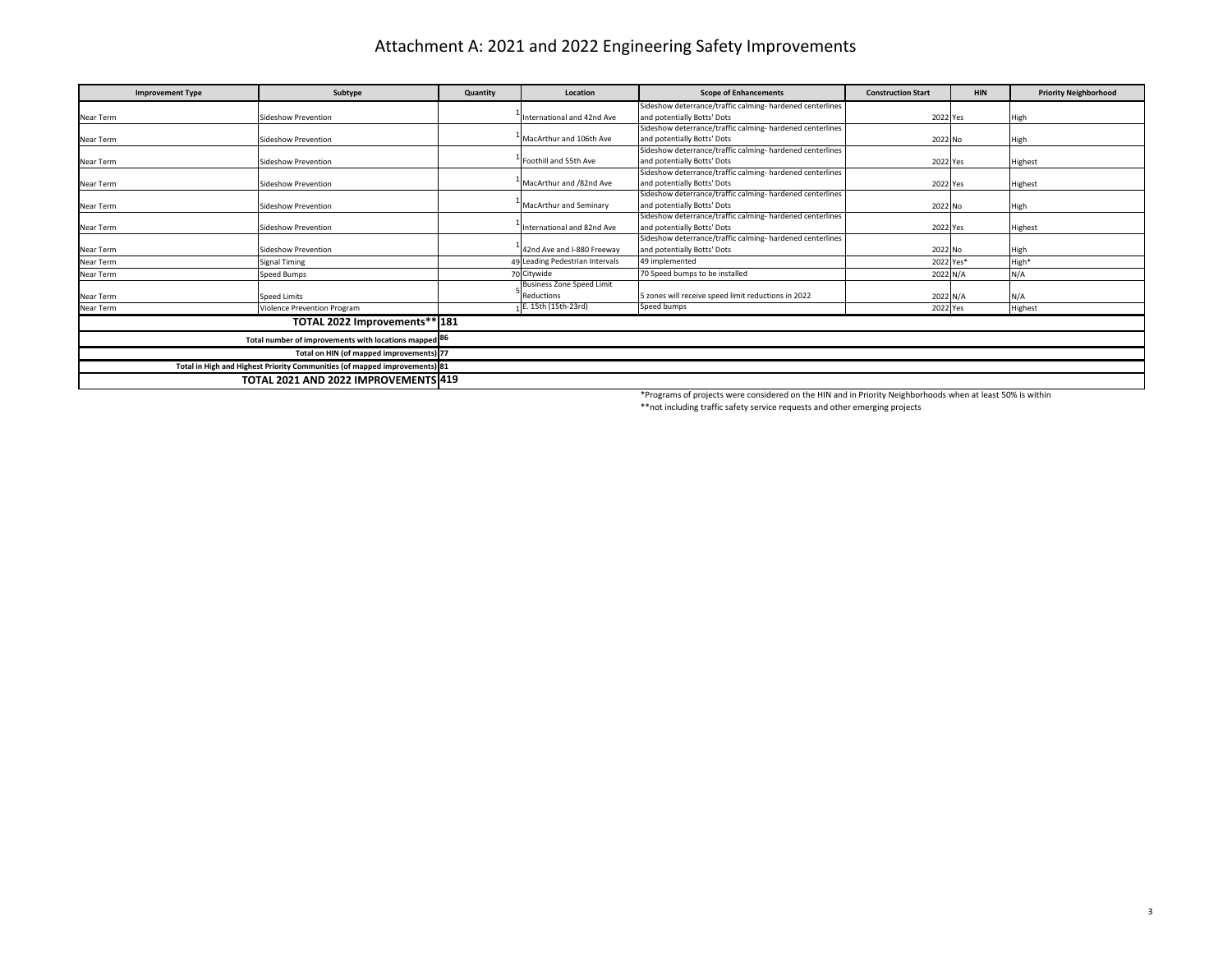# Attachment A: 2021 and 2022 Engineering Safety Improvements

| Improvement Type | Subtype | Quantity | Location | Scope of Enhancements | Construction Start | HIN | Priority Neighborhood |
|---|---|---|---|---|---|---|---|
| Near Term | Sideshow Prevention | 1 | International and 42nd Ave | Sideshow deterrance/traffic calming- hardened centerlines and potentially Botts' Dots | 2022 | Yes | High |
| Near Term | Sideshow Prevention | 1 | MacArthur and 106th Ave | Sideshow deterrance/traffic calming- hardened centerlines and potentially Botts' Dots | 2022 | No | High |
| Near Term | Sideshow Prevention | 1 | Foothill and 55th Ave | Sideshow deterrance/traffic calming- hardened centerlines and potentially Botts' Dots | 2022 | Yes | Highest |
| Near Term | Sideshow Prevention | 1 | MacArthur and /82nd Ave | Sideshow deterrance/traffic calming- hardened centerlines and potentially Botts' Dots | 2022 | Yes | Highest |
| Near Term | Sideshow Prevention | 1 | MacArthur and Seminary | Sideshow deterrance/traffic calming- hardened centerlines and potentially Botts' Dots | 2022 | No | High |
| Near Term | Sideshow Prevention | 1 | International and 82nd Ave | Sideshow deterrance/traffic calming- hardened centerlines and potentially Botts' Dots | 2022 | Yes | Highest |
| Near Term | Sideshow Prevention | 1 | 42nd Ave and I-880 Freeway | Sideshow deterrance/traffic calming- hardened centerlines and potentially Botts' Dots | 2022 | No | High |
| Near Term | Signal Timing | 49 | Leading Pedestrian Intervals | 49 implemented | 2022 | Yes* | High* |
| Near Term | Speed Bumps | 70 | Citywide | 70 Speed bumps to be installed | 2022 | N/A | N/A |
| Near Term | Speed Limits | 5 | Business Zone Speed Limit Reductions | 5 zones will receive speed limit reductions in 2022 | 2022 | N/A | N/A |
| Near Term | Violence Prevention Program | 1 | E. 15th (15th-23rd) | Speed bumps | 2022 | Yes | Highest |
| | **TOTAL 2022 Improvements\*\*** | **181** | | | | | |
| | **Total number of improvements with locations mapped** | **86** | | | | | |
| | **Total on HIN (of mapped improvements)** | **77** | | | | | |
| | **Total in High and Highest Priority Communities (of mapped improvements)** | **81** | | | | | |
| | **TOTAL 2021 AND 2022 IMPROVEMENTS** | **419** | | | | | |

*Programs of projects were considered on the HIN and in Priority Neighborhoods when at least 50% is within

**not including traffic safety service requests and other emerging projects